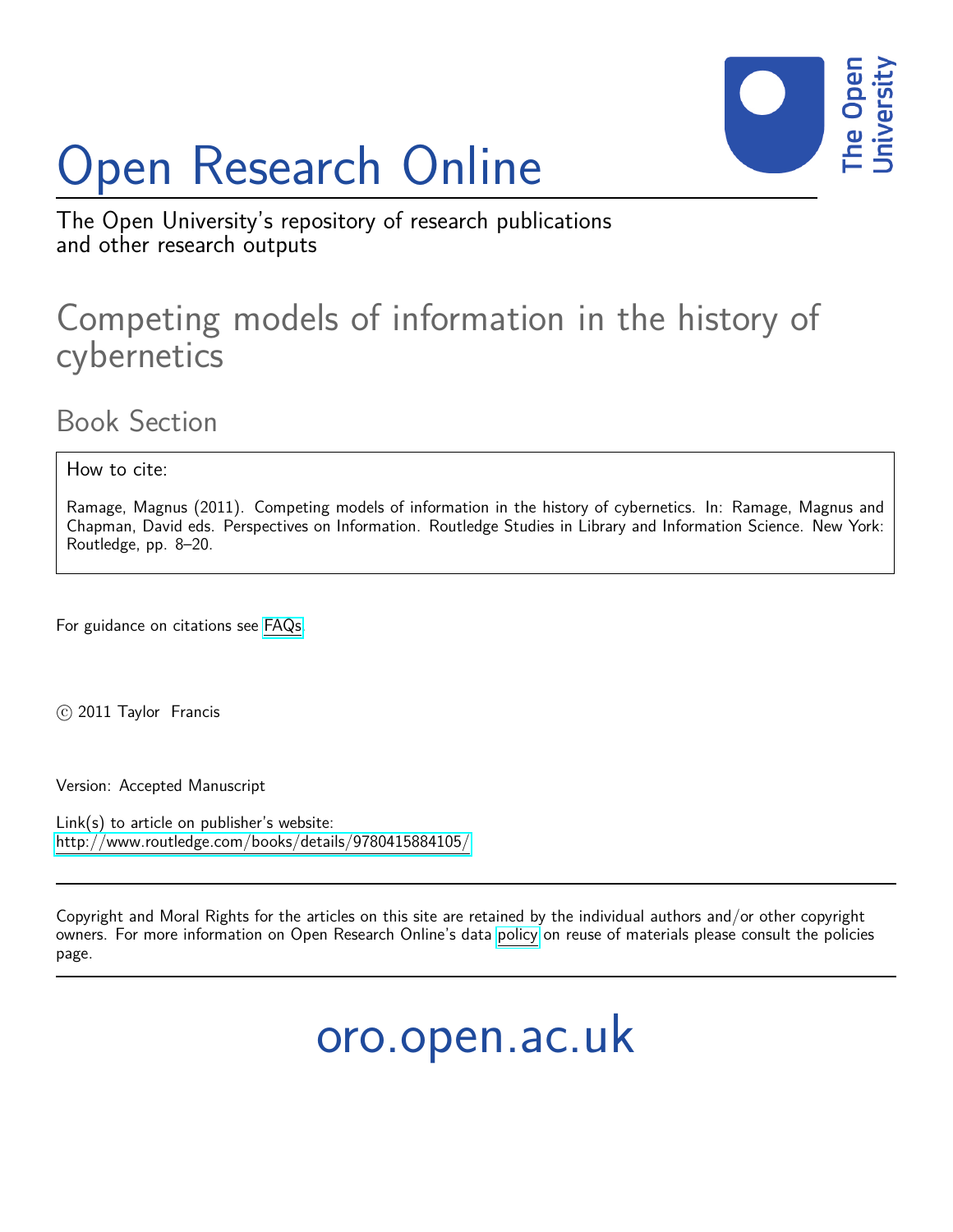# Open Research Online

The Open University's repository of research publications and other research outputs

## Competing models of information in the history of cybernetics

### Book Section

How to cite:

Ramage, Magnus (2011). Competing models of information in the history of cybernetics. In: Ramage, Magnus and Chapman, David eds. Perspectives on Information. Routledge Studies in Library and Information Science. New York: Routledge, pp. 8–20.

For guidance on citations see FAQs.

© 2011 Taylor Francis

Version: Accepted Manuscript

Link(s) to article on publisher's website:
http://www.routledge.com/books/details/9780415884105/

Copyright and Moral Rights for the articles on this site are retained by the individual authors and/or other copyright owners. For more information on Open Research Online's data policy on reuse of materials please consult the policies page.

oro.open.ac.uk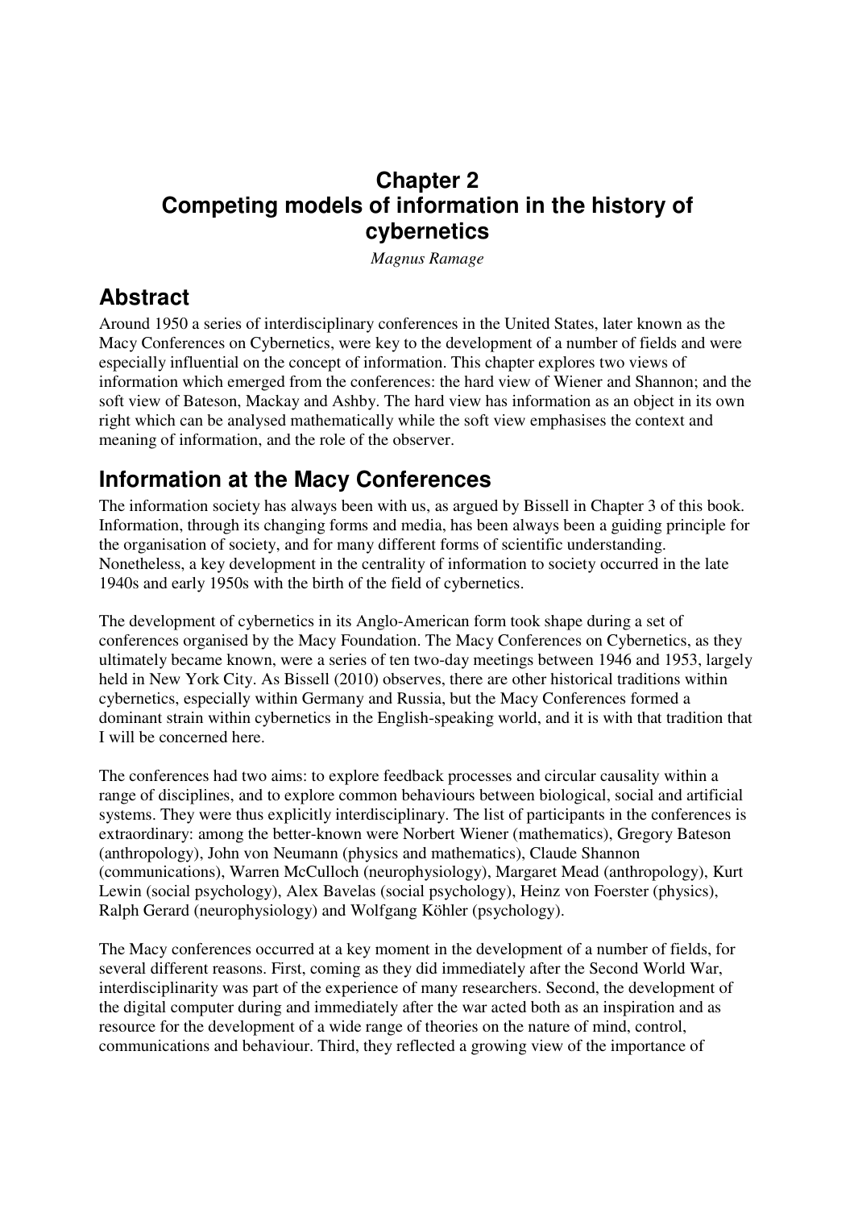# Chapter 2
# Competing models of information in the history of cybernetics

*Magnus Ramage*

## Abstract

Around 1950 a series of interdisciplinary conferences in the United States, later known as the Macy Conferences on Cybernetics, were key to the development of a number of fields and were especially influential on the concept of information. This chapter explores two views of information which emerged from the conferences: the hard view of Wiener and Shannon; and the soft view of Bateson, Mackay and Ashby. The hard view has information as an object in its own right which can be analysed mathematically while the soft view emphasises the context and meaning of information, and the role of the observer.

## Information at the Macy Conferences

The information society has always been with us, as argued by Bissell in Chapter 3 of this book. Information, through its changing forms and media, has been always been a guiding principle for the organisation of society, and for many different forms of scientific understanding. Nonetheless, a key development in the centrality of information to society occurred in the late 1940s and early 1950s with the birth of the field of cybernetics.

The development of cybernetics in its Anglo-American form took shape during a set of conferences organised by the Macy Foundation. The Macy Conferences on Cybernetics, as they ultimately became known, were a series of ten two-day meetings between 1946 and 1953, largely held in New York City. As Bissell (2010) observes, there are other historical traditions within cybernetics, especially within Germany and Russia, but the Macy Conferences formed a dominant strain within cybernetics in the English-speaking world, and it is with that tradition that I will be concerned here.

The conferences had two aims: to explore feedback processes and circular causality within a range of disciplines, and to explore common behaviours between biological, social and artificial systems. They were thus explicitly interdisciplinary. The list of participants in the conferences is extraordinary: among the better-known were Norbert Wiener (mathematics), Gregory Bateson (anthropology), John von Neumann (physics and mathematics), Claude Shannon (communications), Warren McCulloch (neurophysiology), Margaret Mead (anthropology), Kurt Lewin (social psychology), Alex Bavelas (social psychology), Heinz von Foerster (physics), Ralph Gerard (neurophysiology) and Wolfgang Köhler (psychology).

The Macy conferences occurred at a key moment in the development of a number of fields, for several different reasons. First, coming as they did immediately after the Second World War, interdisciplinarity was part of the experience of many researchers. Second, the development of the digital computer during and immediately after the war acted both as an inspiration and as resource for the development of a wide range of theories on the nature of mind, control, communications and behaviour. Third, they reflected a growing view of the importance of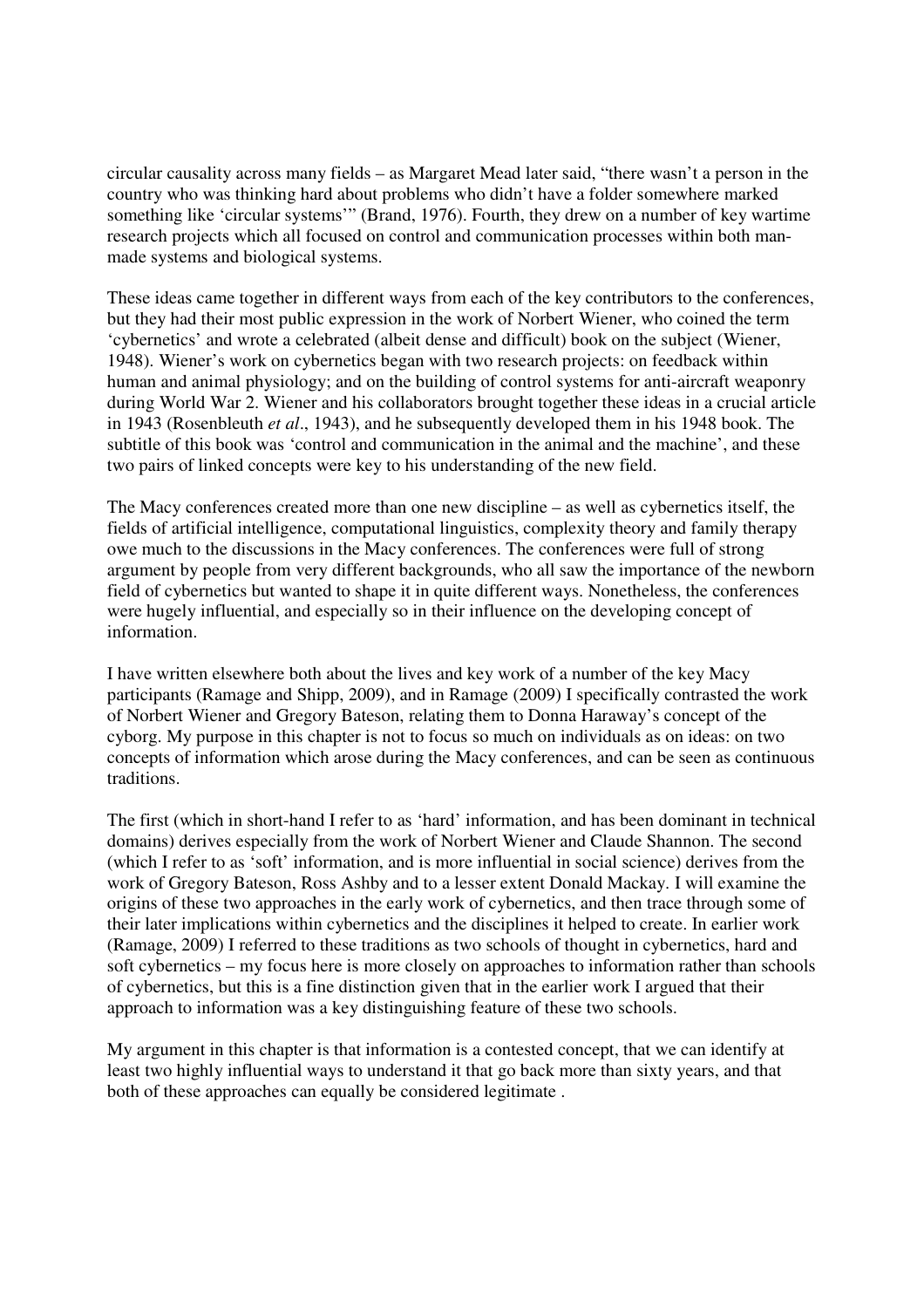circular causality across many fields – as Margaret Mead later said, "there wasn't a person in the country who was thinking hard about problems who didn't have a folder somewhere marked something like 'circular systems'" (Brand, 1976). Fourth, they drew on a number of key wartime research projects which all focused on control and communication processes within both man-made systems and biological systems.

These ideas came together in different ways from each of the key contributors to the conferences, but they had their most public expression in the work of Norbert Wiener, who coined the term 'cybernetics' and wrote a celebrated (albeit dense and difficult) book on the subject (Wiener, 1948). Wiener's work on cybernetics began with two research projects: on feedback within human and animal physiology; and on the building of control systems for anti-aircraft weaponry during World War 2. Wiener and his collaborators brought together these ideas in a crucial article in 1943 (Rosenbleuth *et al*., 1943), and he subsequently developed them in his 1948 book. The subtitle of this book was 'control and communication in the animal and the machine', and these two pairs of linked concepts were key to his understanding of the new field.

The Macy conferences created more than one new discipline – as well as cybernetics itself, the fields of artificial intelligence, computational linguistics, complexity theory and family therapy owe much to the discussions in the Macy conferences. The conferences were full of strong argument by people from very different backgrounds, who all saw the importance of the newborn field of cybernetics but wanted to shape it in quite different ways. Nonetheless, the conferences were hugely influential, and especially so in their influence on the developing concept of information.

I have written elsewhere both about the lives and key work of a number of the key Macy participants (Ramage and Shipp, 2009), and in Ramage (2009) I specifically contrasted the work of Norbert Wiener and Gregory Bateson, relating them to Donna Haraway's concept of the cyborg. My purpose in this chapter is not to focus so much on individuals as on ideas: on two concepts of information which arose during the Macy conferences, and can be seen as continuous traditions.

The first (which in short-hand I refer to as 'hard' information, and has been dominant in technical domains) derives especially from the work of Norbert Wiener and Claude Shannon. The second (which I refer to as 'soft' information, and is more influential in social science) derives from the work of Gregory Bateson, Ross Ashby and to a lesser extent Donald Mackay. I will examine the origins of these two approaches in the early work of cybernetics, and then trace through some of their later implications within cybernetics and the disciplines it helped to create. In earlier work (Ramage, 2009) I referred to these traditions as two schools of thought in cybernetics, hard and soft cybernetics – my focus here is more closely on approaches to information rather than schools of cybernetics, but this is a fine distinction given that in the earlier work I argued that their approach to information was a key distinguishing feature of these two schools.

My argument in this chapter is that information is a contested concept, that we can identify at least two highly influential ways to understand it that go back more than sixty years, and that both of these approaches can equally be considered legitimate .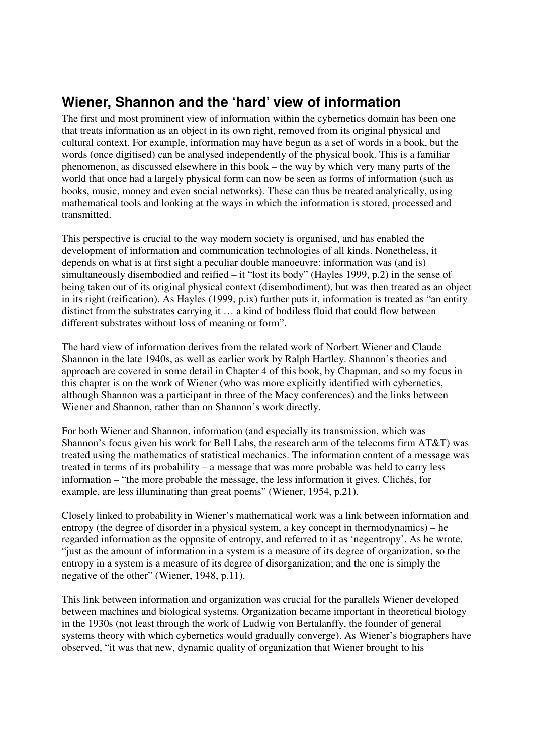## Wiener, Shannon and the 'hard' view of information

The first and most prominent view of information within the cybernetics domain has been one that treats information as an object in its own right, removed from its original physical and cultural context. For example, information may have begun as a set of words in a book, but the words (once digitised) can be analysed independently of the physical book. This is a familiar phenomenon, as discussed elsewhere in this book – the way by which very many parts of the world that once had a largely physical form can now be seen as forms of information (such as books, music, money and even social networks). These can thus be treated analytically, using mathematical tools and looking at the ways in which the information is stored, processed and transmitted.

This perspective is crucial to the way modern society is organised, and has enabled the development of information and communication technologies of all kinds. Nonetheless, it depends on what is at first sight a peculiar double manoeuvre: information was (and is) simultaneously disembodied and reified – it "lost its body" (Hayles 1999, p.2) in the sense of being taken out of its original physical context (disembodiment), but was then treated as an object in its right (reification). As Hayles (1999, p.ix) further puts it, information is treated as "an entity distinct from the substrates carrying it … a kind of bodiless fluid that could flow between different substrates without loss of meaning or form".

The hard view of information derives from the related work of Norbert Wiener and Claude Shannon in the late 1940s, as well as earlier work by Ralph Hartley. Shannon's theories and approach are covered in some detail in Chapter 4 of this book, by Chapman, and so my focus in this chapter is on the work of Wiener (who was more explicitly identified with cybernetics, although Shannon was a participant in three of the Macy conferences) and the links between Wiener and Shannon, rather than on Shannon's work directly.

For both Wiener and Shannon, information (and especially its transmission, which was Shannon's focus given his work for Bell Labs, the research arm of the telecoms firm AT&T) was treated using the mathematics of statistical mechanics. The information content of a message was treated in terms of its probability – a message that was more probable was held to carry less information – "the more probable the message, the less information it gives. Clichés, for example, are less illuminating than great poems" (Wiener, 1954, p.21).

Closely linked to probability in Wiener's mathematical work was a link between information and entropy (the degree of disorder in a physical system, a key concept in thermodynamics) – he regarded information as the opposite of entropy, and referred to it as 'negentropy'. As he wrote, "just as the amount of information in a system is a measure of its degree of organization, so the entropy in a system is a measure of its degree of disorganization; and the one is simply the negative of the other" (Wiener, 1948, p.11).

This link between information and organization was crucial for the parallels Wiener developed between machines and biological systems. Organization became important in theoretical biology in the 1930s (not least through the work of Ludwig von Bertalanffy, the founder of general systems theory with which cybernetics would gradually converge). As Wiener's biographers have observed, "it was that new, dynamic quality of organization that Wiener brought to his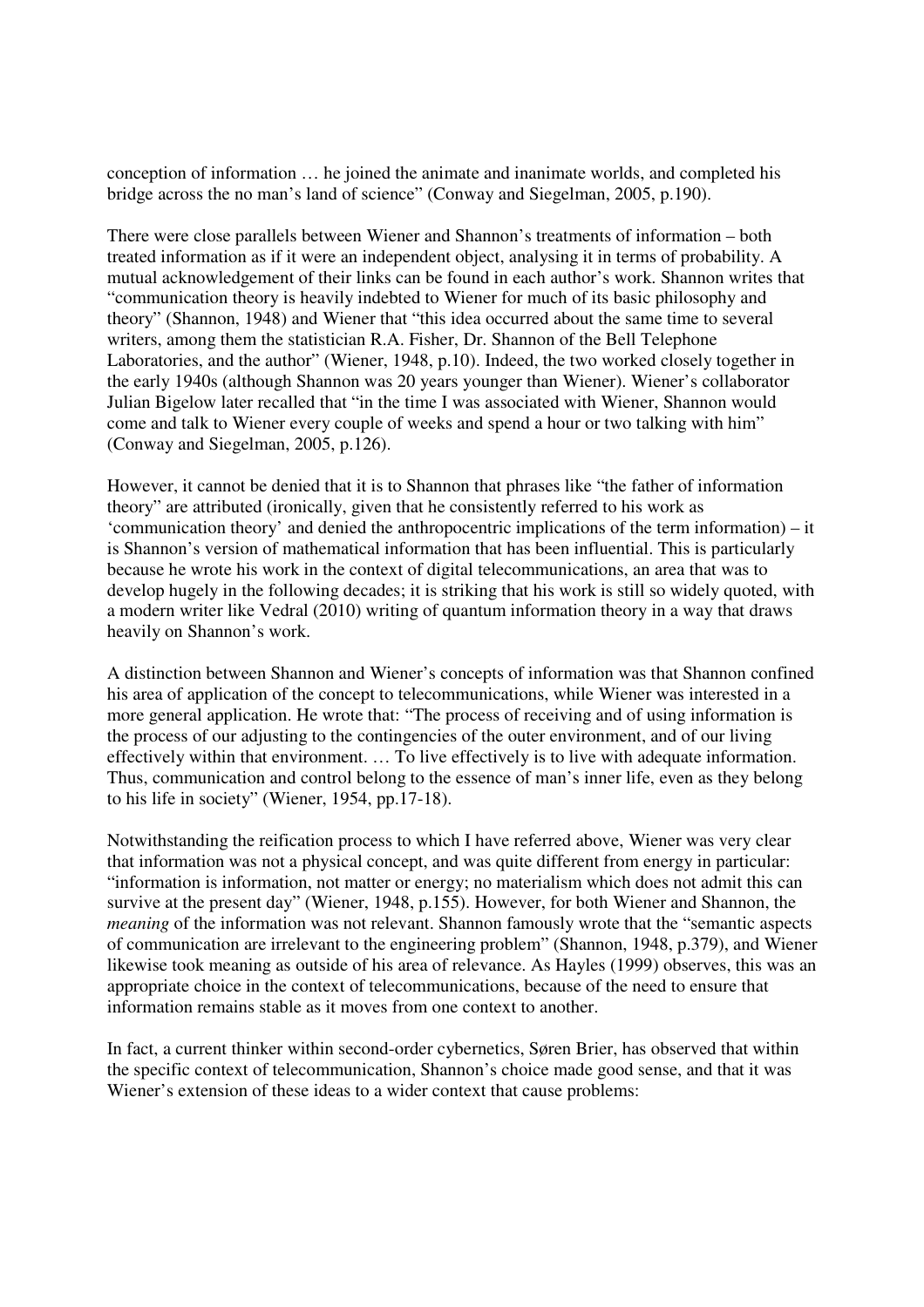conception of information … he joined the animate and inanimate worlds, and completed his bridge across the no man's land of science" (Conway and Siegelman, 2005, p.190).

There were close parallels between Wiener and Shannon's treatments of information – both treated information as if it were an independent object, analysing it in terms of probability. A mutual acknowledgement of their links can be found in each author's work. Shannon writes that "communication theory is heavily indebted to Wiener for much of its basic philosophy and theory" (Shannon, 1948) and Wiener that "this idea occurred about the same time to several writers, among them the statistician R.A. Fisher, Dr. Shannon of the Bell Telephone Laboratories, and the author" (Wiener, 1948, p.10). Indeed, the two worked closely together in the early 1940s (although Shannon was 20 years younger than Wiener). Wiener's collaborator Julian Bigelow later recalled that "in the time I was associated with Wiener, Shannon would come and talk to Wiener every couple of weeks and spend a hour or two talking with him" (Conway and Siegelman, 2005, p.126).

However, it cannot be denied that it is to Shannon that phrases like "the father of information theory" are attributed (ironically, given that he consistently referred to his work as 'communication theory' and denied the anthropocentric implications of the term information) – it is Shannon's version of mathematical information that has been influential. This is particularly because he wrote his work in the context of digital telecommunications, an area that was to develop hugely in the following decades; it is striking that his work is still so widely quoted, with a modern writer like Vedral (2010) writing of quantum information theory in a way that draws heavily on Shannon's work.

A distinction between Shannon and Wiener's concepts of information was that Shannon confined his area of application of the concept to telecommunications, while Wiener was interested in a more general application. He wrote that: "The process of receiving and of using information is the process of our adjusting to the contingencies of the outer environment, and of our living effectively within that environment. … To live effectively is to live with adequate information. Thus, communication and control belong to the essence of man's inner life, even as they belong to his life in society" (Wiener, 1954, pp.17-18).

Notwithstanding the reification process to which I have referred above, Wiener was very clear that information was not a physical concept, and was quite different from energy in particular: "information is information, not matter or energy; no materialism which does not admit this can survive at the present day" (Wiener, 1948, p.155). However, for both Wiener and Shannon, the *meaning* of the information was not relevant. Shannon famously wrote that the "semantic aspects of communication are irrelevant to the engineering problem" (Shannon, 1948, p.379), and Wiener likewise took meaning as outside of his area of relevance. As Hayles (1999) observes, this was an appropriate choice in the context of telecommunications, because of the need to ensure that information remains stable as it moves from one context to another.

In fact, a current thinker within second-order cybernetics, Søren Brier, has observed that within the specific context of telecommunication, Shannon's choice made good sense, and that it was Wiener's extension of these ideas to a wider context that cause problems: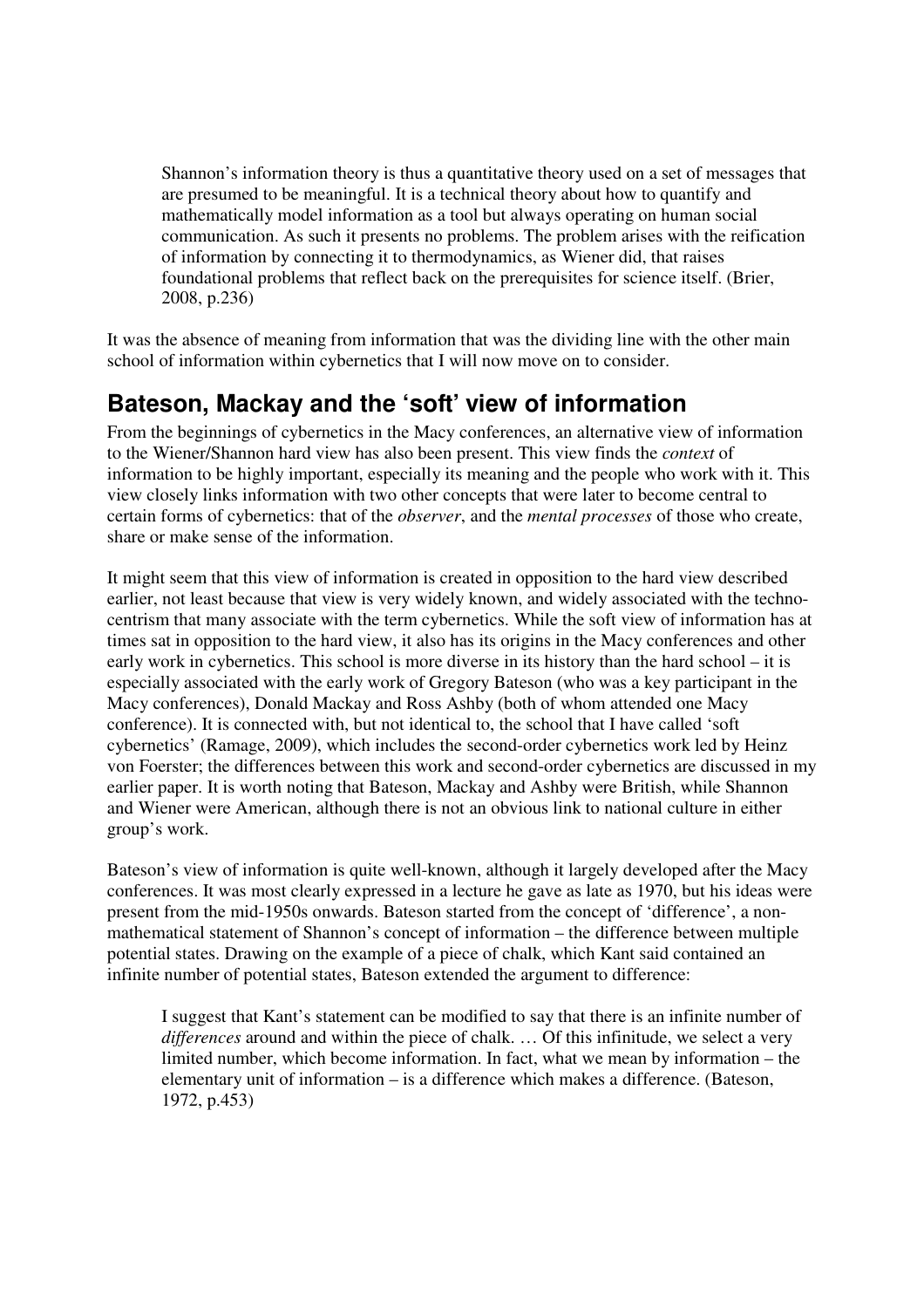> Shannon's information theory is thus a quantitative theory used on a set of messages that are presumed to be meaningful. It is a technical theory about how to quantify and mathematically model information as a tool but always operating on human social communication. As such it presents no problems. The problem arises with the reification of information by connecting it to thermodynamics, as Wiener did, that raises foundational problems that reflect back on the prerequisites for science itself. (Brier, 2008, p.236)

It was the absence of meaning from information that was the dividing line with the other main school of information within cybernetics that I will now move on to consider.

## Bateson, Mackay and the 'soft' view of information

From the beginnings of cybernetics in the Macy conferences, an alternative view of information to the Wiener/Shannon hard view has also been present. This view finds the *context* of information to be highly important, especially its meaning and the people who work with it. This view closely links information with two other concepts that were later to become central to certain forms of cybernetics: that of the *observer*, and the *mental processes* of those who create, share or make sense of the information.

It might seem that this view of information is created in opposition to the hard view described earlier, not least because that view is very widely known, and widely associated with the techno-centrism that many associate with the term cybernetics. While the soft view of information has at times sat in opposition to the hard view, it also has its origins in the Macy conferences and other early work in cybernetics. This school is more diverse in its history than the hard school – it is especially associated with the early work of Gregory Bateson (who was a key participant in the Macy conferences), Donald Mackay and Ross Ashby (both of whom attended one Macy conference). It is connected with, but not identical to, the school that I have called 'soft cybernetics' (Ramage, 2009), which includes the second-order cybernetics work led by Heinz von Foerster; the differences between this work and second-order cybernetics are discussed in my earlier paper. It is worth noting that Bateson, Mackay and Ashby were British, while Shannon and Wiener were American, although there is not an obvious link to national culture in either group's work.

Bateson's view of information is quite well-known, although it largely developed after the Macy conferences. It was most clearly expressed in a lecture he gave as late as 1970, but his ideas were present from the mid-1950s onwards. Bateson started from the concept of 'difference', a non-mathematical statement of Shannon's concept of information – the difference between multiple potential states. Drawing on the example of a piece of chalk, which Kant said contained an infinite number of potential states, Bateson extended the argument to difference:

> I suggest that Kant's statement can be modified to say that there is an infinite number of *differences* around and within the piece of chalk. … Of this infinitude, we select a very limited number, which become information. In fact, what we mean by information – the elementary unit of information – is a difference which makes a difference. (Bateson, 1972, p.453)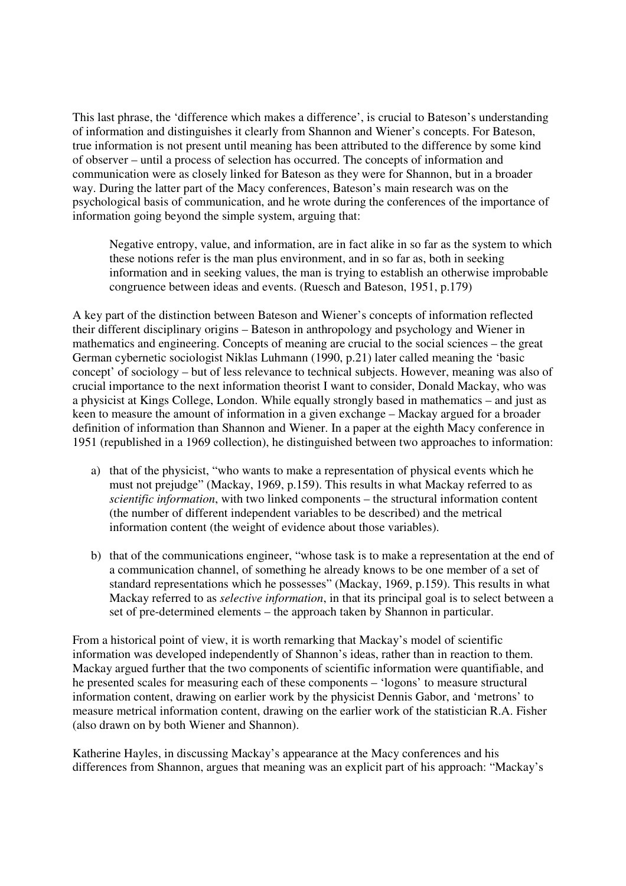This last phrase, the 'difference which makes a difference', is crucial to Bateson's understanding of information and distinguishes it clearly from Shannon and Wiener's concepts. For Bateson, true information is not present until meaning has been attributed to the difference by some kind of observer – until a process of selection has occurred. The concepts of information and communication were as closely linked for Bateson as they were for Shannon, but in a broader way. During the latter part of the Macy conferences, Bateson's main research was on the psychological basis of communication, and he wrote during the conferences of the importance of information going beyond the simple system, arguing that:

> Negative entropy, value, and information, are in fact alike in so far as the system to which these notions refer is the man plus environment, and in so far as, both in seeking information and in seeking values, the man is trying to establish an otherwise improbable congruence between ideas and events. (Ruesch and Bateson, 1951, p.179)

A key part of the distinction between Bateson and Wiener's concepts of information reflected their different disciplinary origins – Bateson in anthropology and psychology and Wiener in mathematics and engineering. Concepts of meaning are crucial to the social sciences – the great German cybernetic sociologist Niklas Luhmann (1990, p.21) later called meaning the 'basic concept' of sociology – but of less relevance to technical subjects. However, meaning was also of crucial importance to the next information theorist I want to consider, Donald Mackay, who was a physicist at Kings College, London. While equally strongly based in mathematics – and just as keen to measure the amount of information in a given exchange – Mackay argued for a broader definition of information than Shannon and Wiener. In a paper at the eighth Macy conference in 1951 (republished in a 1969 collection), he distinguished between two approaches to information:

a) that of the physicist, "who wants to make a representation of physical events which he must not prejudge" (Mackay, 1969, p.159). This results in what Mackay referred to as *scientific information*, with two linked components – the structural information content (the number of different independent variables to be described) and the metrical information content (the weight of evidence about those variables).

b) that of the communications engineer, "whose task is to make a representation at the end of a communication channel, of something he already knows to be one member of a set of standard representations which he possesses" (Mackay, 1969, p.159). This results in what Mackay referred to as *selective information*, in that its principal goal is to select between a set of pre-determined elements – the approach taken by Shannon in particular.

From a historical point of view, it is worth remarking that Mackay's model of scientific information was developed independently of Shannon's ideas, rather than in reaction to them. Mackay argued further that the two components of scientific information were quantifiable, and he presented scales for measuring each of these components – 'logons' to measure structural information content, drawing on earlier work by the physicist Dennis Gabor, and 'metrons' to measure metrical information content, drawing on the earlier work of the statistician R.A. Fisher (also drawn on by both Wiener and Shannon).

Katherine Hayles, in discussing Mackay's appearance at the Macy conferences and his differences from Shannon, argues that meaning was an explicit part of his approach: "Mackay's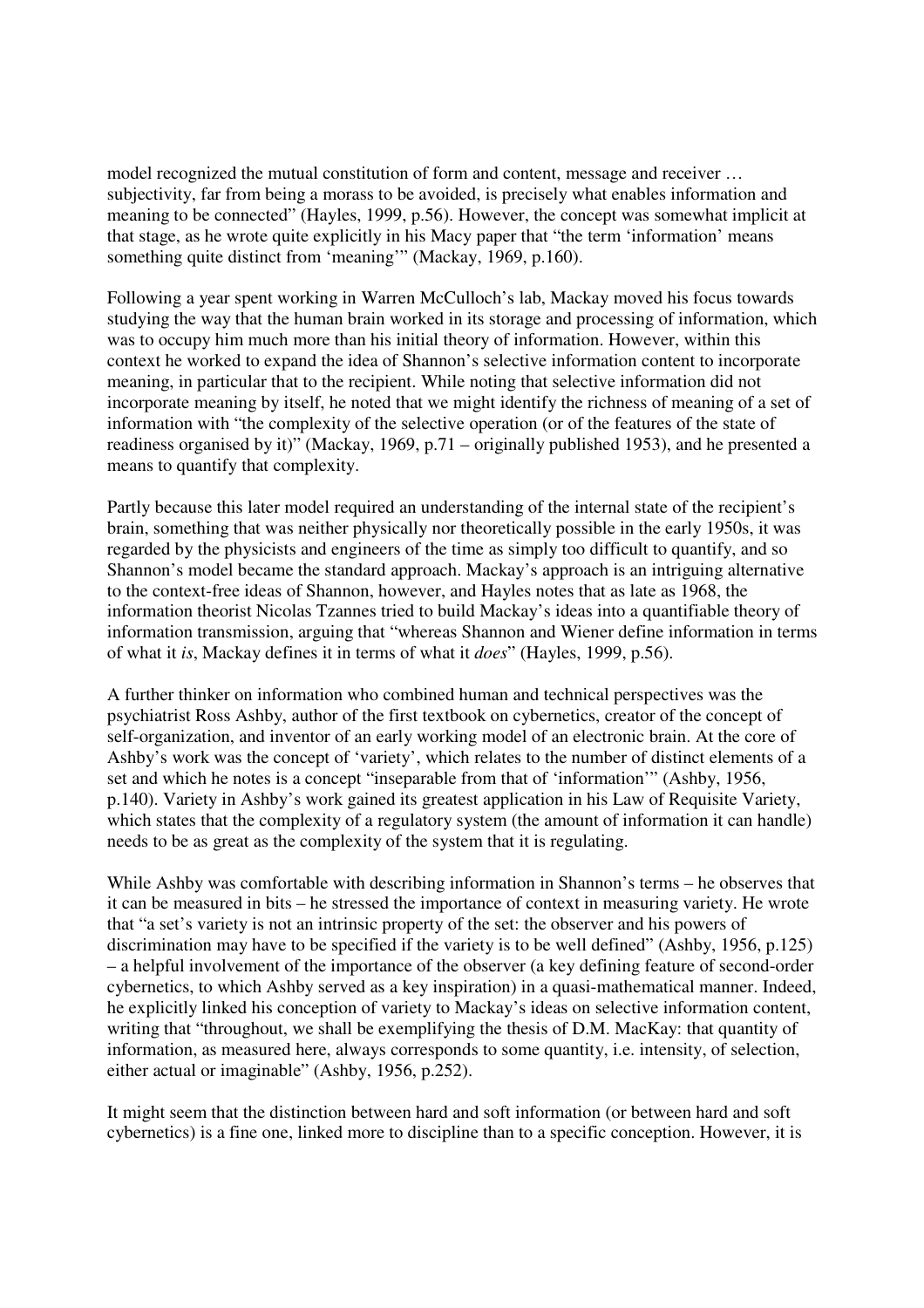model recognized the mutual constitution of form and content, message and receiver … subjectivity, far from being a morass to be avoided, is precisely what enables information and meaning to be connected" (Hayles, 1999, p.56). However, the concept was somewhat implicit at that stage, as he wrote quite explicitly in his Macy paper that "the term 'information' means something quite distinct from 'meaning'" (Mackay, 1969, p.160).

Following a year spent working in Warren McCulloch's lab, Mackay moved his focus towards studying the way that the human brain worked in its storage and processing of information, which was to occupy him much more than his initial theory of information. However, within this context he worked to expand the idea of Shannon's selective information content to incorporate meaning, in particular that to the recipient. While noting that selective information did not incorporate meaning by itself, he noted that we might identify the richness of meaning of a set of information with "the complexity of the selective operation (or of the features of the state of readiness organised by it)" (Mackay, 1969, p.71 – originally published 1953), and he presented a means to quantify that complexity.

Partly because this later model required an understanding of the internal state of the recipient's brain, something that was neither physically nor theoretically possible in the early 1950s, it was regarded by the physicists and engineers of the time as simply too difficult to quantify, and so Shannon's model became the standard approach. Mackay's approach is an intriguing alternative to the context-free ideas of Shannon, however, and Hayles notes that as late as 1968, the information theorist Nicolas Tzannes tried to build Mackay's ideas into a quantifiable theory of information transmission, arguing that "whereas Shannon and Wiener define information in terms of what it *is*, Mackay defines it in terms of what it *does*" (Hayles, 1999, p.56).

A further thinker on information who combined human and technical perspectives was the psychiatrist Ross Ashby, author of the first textbook on cybernetics, creator of the concept of self-organization, and inventor of an early working model of an electronic brain. At the core of Ashby's work was the concept of 'variety', which relates to the number of distinct elements of a set and which he notes is a concept "inseparable from that of 'information'" (Ashby, 1956, p.140). Variety in Ashby's work gained its greatest application in his Law of Requisite Variety, which states that the complexity of a regulatory system (the amount of information it can handle) needs to be as great as the complexity of the system that it is regulating.

While Ashby was comfortable with describing information in Shannon's terms – he observes that it can be measured in bits – he stressed the importance of context in measuring variety. He wrote that "a set's variety is not an intrinsic property of the set: the observer and his powers of discrimination may have to be specified if the variety is to be well defined" (Ashby, 1956, p.125) – a helpful involvement of the importance of the observer (a key defining feature of second-order cybernetics, to which Ashby served as a key inspiration) in a quasi-mathematical manner. Indeed, he explicitly linked his conception of variety to Mackay's ideas on selective information content, writing that "throughout, we shall be exemplifying the thesis of D.M. MacKay: that quantity of information, as measured here, always corresponds to some quantity, i.e. intensity, of selection, either actual or imaginable" (Ashby, 1956, p.252).

It might seem that the distinction between hard and soft information (or between hard and soft cybernetics) is a fine one, linked more to discipline than to a specific conception. However, it is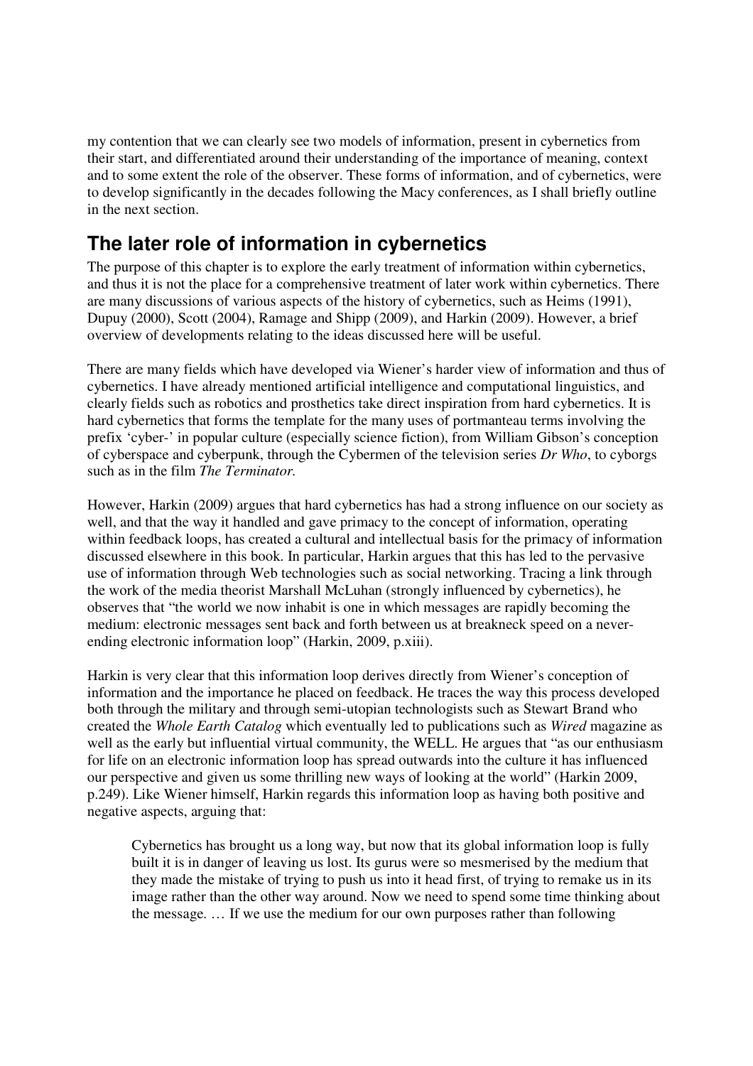my contention that we can clearly see two models of information, present in cybernetics from their start, and differentiated around their understanding of the importance of meaning, context and to some extent the role of the observer. These forms of information, and of cybernetics, were to develop significantly in the decades following the Macy conferences, as I shall briefly outline in the next section.

## The later role of information in cybernetics

The purpose of this chapter is to explore the early treatment of information within cybernetics, and thus it is not the place for a comprehensive treatment of later work within cybernetics. There are many discussions of various aspects of the history of cybernetics, such as Heims (1991), Dupuy (2000), Scott (2004), Ramage and Shipp (2009), and Harkin (2009). However, a brief overview of developments relating to the ideas discussed here will be useful.

There are many fields which have developed via Wiener's harder view of information and thus of cybernetics. I have already mentioned artificial intelligence and computational linguistics, and clearly fields such as robotics and prosthetics take direct inspiration from hard cybernetics. It is hard cybernetics that forms the template for the many uses of portmanteau terms involving the prefix 'cyber-' in popular culture (especially science fiction), from William Gibson's conception of cyberspace and cyberpunk, through the Cybermen of the television series *Dr Who*, to cyborgs such as in the film *The Terminator.*

However, Harkin (2009) argues that hard cybernetics has had a strong influence on our society as well, and that the way it handled and gave primacy to the concept of information, operating within feedback loops, has created a cultural and intellectual basis for the primacy of information discussed elsewhere in this book. In particular, Harkin argues that this has led to the pervasive use of information through Web technologies such as social networking. Tracing a link through the work of the media theorist Marshall McLuhan (strongly influenced by cybernetics), he observes that "the world we now inhabit is one in which messages are rapidly becoming the medium: electronic messages sent back and forth between us at breakneck speed on a never-ending electronic information loop" (Harkin, 2009, p.xiii).

Harkin is very clear that this information loop derives directly from Wiener's conception of information and the importance he placed on feedback. He traces the way this process developed both through the military and through semi-utopian technologists such as Stewart Brand who created the *Whole Earth Catalog* which eventually led to publications such as *Wired* magazine as well as the early but influential virtual community, the WELL. He argues that "as our enthusiasm for life on an electronic information loop has spread outwards into the culture it has influenced our perspective and given us some thrilling new ways of looking at the world" (Harkin 2009, p.249). Like Wiener himself, Harkin regards this information loop as having both positive and negative aspects, arguing that:

> Cybernetics has brought us a long way, but now that its global information loop is fully built it is in danger of leaving us lost. Its gurus were so mesmerised by the medium that they made the mistake of trying to push us into it head first, of trying to remake us in its image rather than the other way around. Now we need to spend some time thinking about the message. … If we use the medium for our own purposes rather than following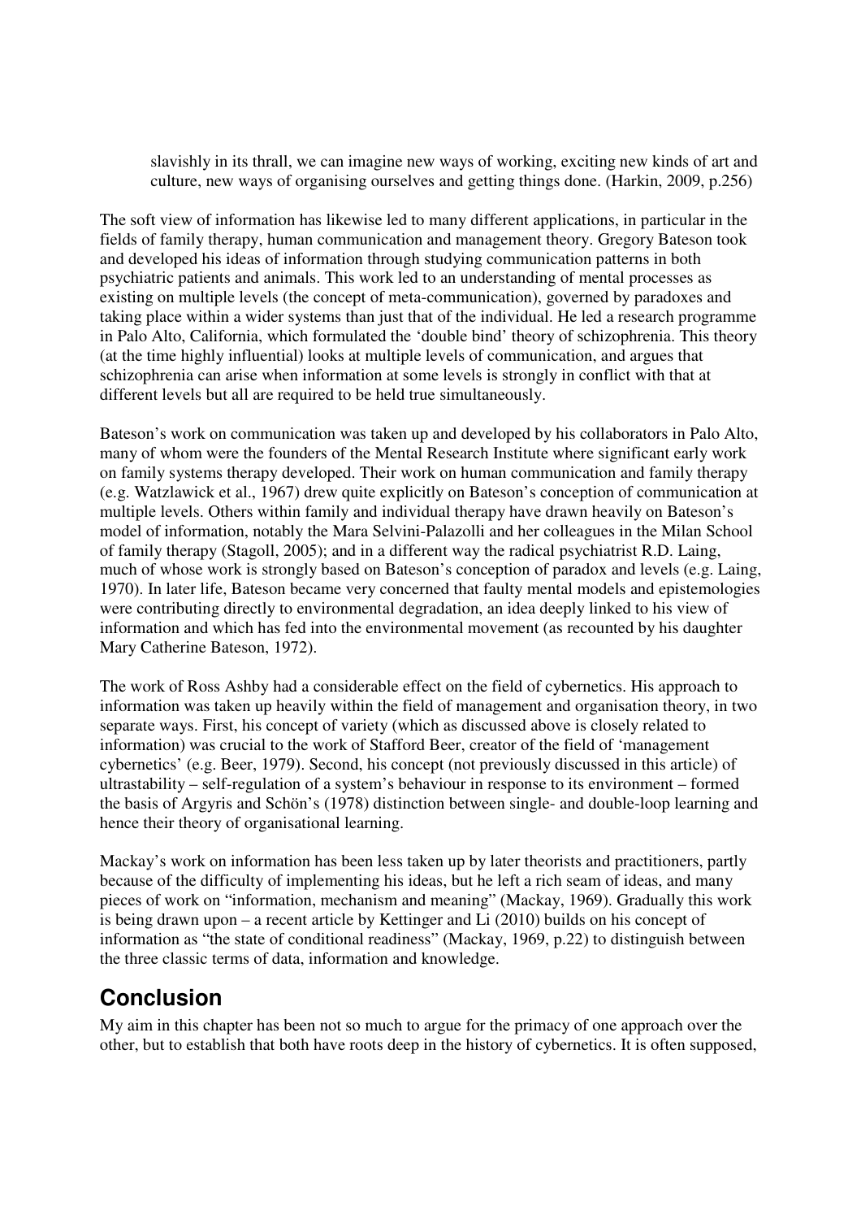> slavishly in its thrall, we can imagine new ways of working, exciting new kinds of art and culture, new ways of organising ourselves and getting things done. (Harkin, 2009, p.256)

The soft view of information has likewise led to many different applications, in particular in the fields of family therapy, human communication and management theory. Gregory Bateson took and developed his ideas of information through studying communication patterns in both psychiatric patients and animals. This work led to an understanding of mental processes as existing on multiple levels (the concept of meta-communication), governed by paradoxes and taking place within a wider systems than just that of the individual. He led a research programme in Palo Alto, California, which formulated the 'double bind' theory of schizophrenia. This theory (at the time highly influential) looks at multiple levels of communication, and argues that schizophrenia can arise when information at some levels is strongly in conflict with that at different levels but all are required to be held true simultaneously.

Bateson's work on communication was taken up and developed by his collaborators in Palo Alto, many of whom were the founders of the Mental Research Institute where significant early work on family systems therapy developed. Their work on human communication and family therapy (e.g. Watzlawick et al., 1967) drew quite explicitly on Bateson's conception of communication at multiple levels. Others within family and individual therapy have drawn heavily on Bateson's model of information, notably the Mara Selvini-Palazolli and her colleagues in the Milan School of family therapy (Stagoll, 2005); and in a different way the radical psychiatrist R.D. Laing, much of whose work is strongly based on Bateson's conception of paradox and levels (e.g. Laing, 1970). In later life, Bateson became very concerned that faulty mental models and epistemologies were contributing directly to environmental degradation, an idea deeply linked to his view of information and which has fed into the environmental movement (as recounted by his daughter Mary Catherine Bateson, 1972).

The work of Ross Ashby had a considerable effect on the field of cybernetics. His approach to information was taken up heavily within the field of management and organisation theory, in two separate ways. First, his concept of variety (which as discussed above is closely related to information) was crucial to the work of Stafford Beer, creator of the field of 'management cybernetics' (e.g. Beer, 1979). Second, his concept (not previously discussed in this article) of ultrastability – self-regulation of a system's behaviour in response to its environment – formed the basis of Argyris and Schön's (1978) distinction between single- and double-loop learning and hence their theory of organisational learning.

Mackay's work on information has been less taken up by later theorists and practitioners, partly because of the difficulty of implementing his ideas, but he left a rich seam of ideas, and many pieces of work on "information, mechanism and meaning" (Mackay, 1969). Gradually this work is being drawn upon – a recent article by Kettinger and Li (2010) builds on his concept of information as "the state of conditional readiness" (Mackay, 1969, p.22) to distinguish between the three classic terms of data, information and knowledge.

## Conclusion

My aim in this chapter has been not so much to argue for the primacy of one approach over the other, but to establish that both have roots deep in the history of cybernetics. It is often supposed,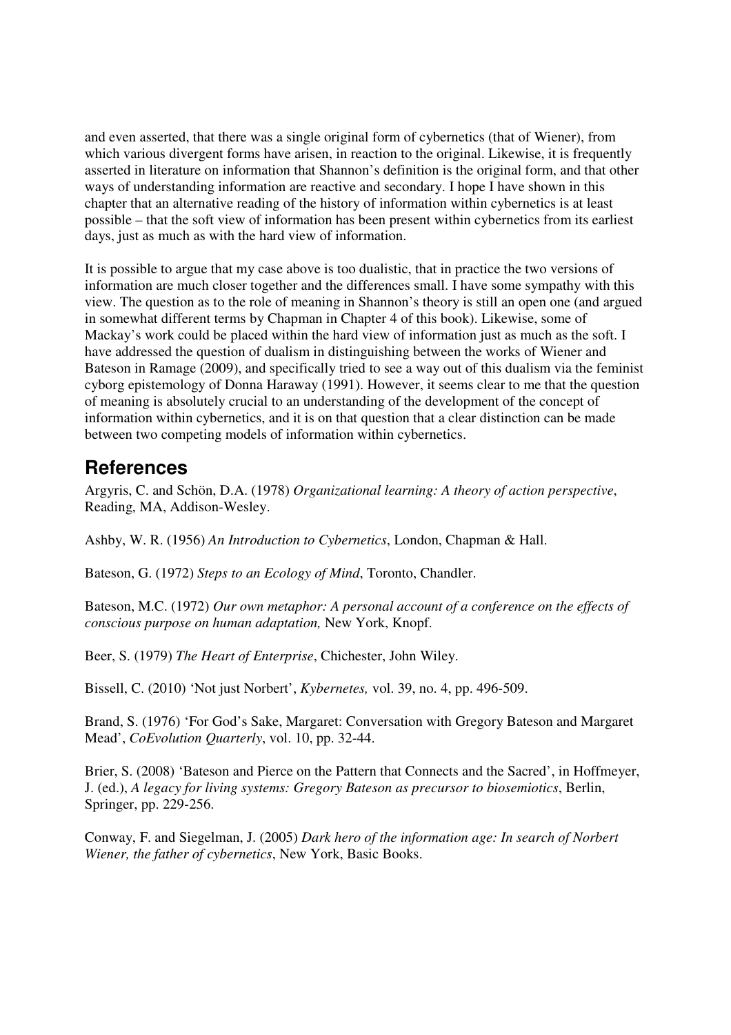and even asserted, that there was a single original form of cybernetics (that of Wiener), from which various divergent forms have arisen, in reaction to the original. Likewise, it is frequently asserted in literature on information that Shannon's definition is the original form, and that other ways of understanding information are reactive and secondary. I hope I have shown in this chapter that an alternative reading of the history of information within cybernetics is at least possible – that the soft view of information has been present within cybernetics from its earliest days, just as much as with the hard view of information.

It is possible to argue that my case above is too dualistic, that in practice the two versions of information are much closer together and the differences small. I have some sympathy with this view. The question as to the role of meaning in Shannon's theory is still an open one (and argued in somewhat different terms by Chapman in Chapter 4 of this book). Likewise, some of Mackay's work could be placed within the hard view of information just as much as the soft. I have addressed the question of dualism in distinguishing between the works of Wiener and Bateson in Ramage (2009), and specifically tried to see a way out of this dualism via the feminist cyborg epistemology of Donna Haraway (1991). However, it seems clear to me that the question of meaning is absolutely crucial to an understanding of the development of the concept of information within cybernetics, and it is on that question that a clear distinction can be made between two competing models of information within cybernetics.

## References

Argyris, C. and Schön, D.A. (1978) *Organizational learning: A theory of action perspective*, Reading, MA, Addison-Wesley.

Ashby, W. R. (1956) *An Introduction to Cybernetics*, London, Chapman & Hall.

Bateson, G. (1972) *Steps to an Ecology of Mind*, Toronto, Chandler.

Bateson, M.C. (1972) *Our own metaphor: A personal account of a conference on the effects of conscious purpose on human adaptation,* New York, Knopf.

Beer, S. (1979) *The Heart of Enterprise*, Chichester, John Wiley.

Bissell, C. (2010) 'Not just Norbert', *Kybernetes,* vol. 39, no. 4, pp. 496-509.

Brand, S. (1976) 'For God's Sake, Margaret: Conversation with Gregory Bateson and Margaret Mead', *CoEvolution Quarterly*, vol. 10, pp. 32-44.

Brier, S. (2008) 'Bateson and Pierce on the Pattern that Connects and the Sacred', in Hoffmeyer, J. (ed.), *A legacy for living systems: Gregory Bateson as precursor to biosemiotics*, Berlin, Springer, pp. 229-256.

Conway, F. and Siegelman, J. (2005) *Dark hero of the information age: In search of Norbert Wiener, the father of cybernetics*, New York, Basic Books.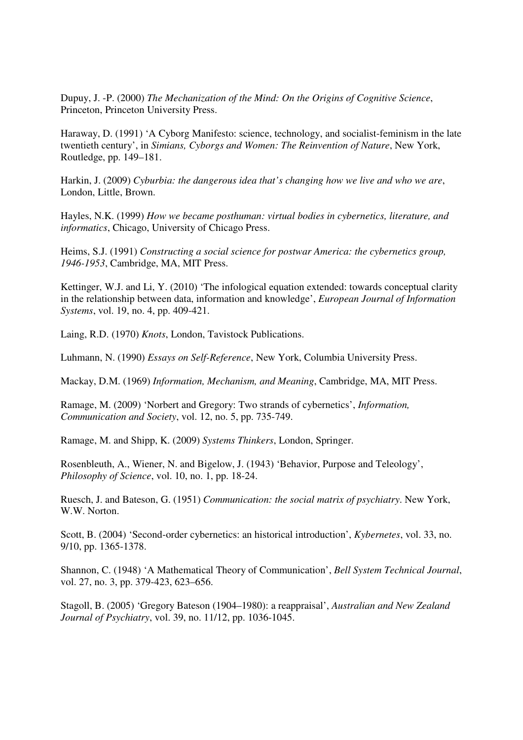Dupuy, J. -P. (2000) *The Mechanization of the Mind: On the Origins of Cognitive Science*, Princeton, Princeton University Press.

Haraway, D. (1991) 'A Cyborg Manifesto: science, technology, and socialist-feminism in the late twentieth century', in *Simians, Cyborgs and Women: The Reinvention of Nature*, New York, Routledge, pp. 149–181.

Harkin, J. (2009) *Cyburbia: the dangerous idea that's changing how we live and who we are*, London, Little, Brown.

Hayles, N.K. (1999) *How we became posthuman: virtual bodies in cybernetics, literature, and informatics*, Chicago, University of Chicago Press.

Heims, S.J. (1991) *Constructing a social science for postwar America: the cybernetics group, 1946-1953*, Cambridge, MA, MIT Press.

Kettinger, W.J. and Li, Y. (2010) 'The infological equation extended: towards conceptual clarity in the relationship between data, information and knowledge', *European Journal of Information Systems*, vol. 19, no. 4, pp. 409-421.

Laing, R.D. (1970) *Knots*, London, Tavistock Publications.

Luhmann, N. (1990) *Essays on Self-Reference*, New York, Columbia University Press.

Mackay, D.M. (1969) *Information, Mechanism, and Meaning*, Cambridge, MA, MIT Press.

Ramage, M. (2009) 'Norbert and Gregory: Two strands of cybernetics', *Information, Communication and Society*, vol. 12, no. 5, pp. 735-749.

Ramage, M. and Shipp, K. (2009) *Systems Thinkers*, London, Springer.

Rosenbleuth, A., Wiener, N. and Bigelow, J. (1943) 'Behavior, Purpose and Teleology', *Philosophy of Science*, vol. 10, no. 1, pp. 18-24.

Ruesch, J. and Bateson, G. (1951) *Communication: the social matrix of psychiatry*. New York, W.W. Norton.

Scott, B. (2004) 'Second-order cybernetics: an historical introduction', *Kybernetes*, vol. 33, no. 9/10, pp. 1365-1378.

Shannon, C. (1948) 'A Mathematical Theory of Communication', *Bell System Technical Journal*, vol. 27, no. 3, pp. 379-423, 623–656.

Stagoll, B. (2005) 'Gregory Bateson (1904–1980): a reappraisal', *Australian and New Zealand Journal of Psychiatry*, vol. 39, no. 11/12, pp. 1036-1045.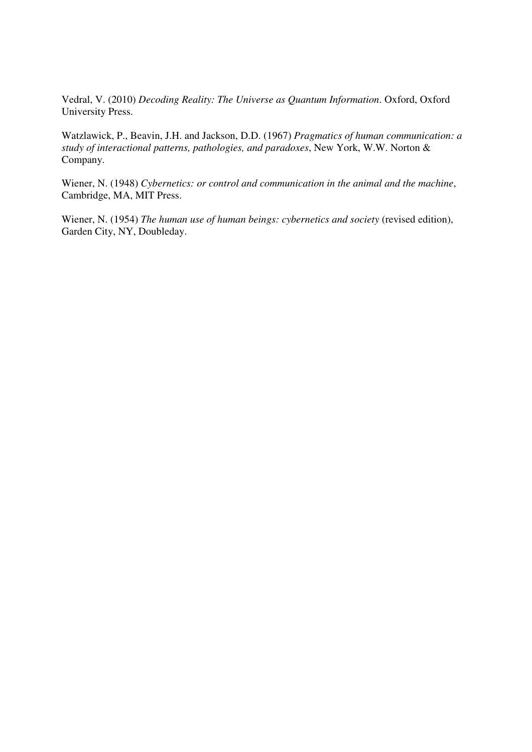Vedral, V. (2010) *Decoding Reality: The Universe as Quantum Information*. Oxford, Oxford University Press.

Watzlawick, P., Beavin, J.H. and Jackson, D.D. (1967) *Pragmatics of human communication: a study of interactional patterns, pathologies, and paradoxes*, New York, W.W. Norton & Company.

Wiener, N. (1948) *Cybernetics: or control and communication in the animal and the machine*, Cambridge, MA, MIT Press.

Wiener, N. (1954) *The human use of human beings: cybernetics and society* (revised edition), Garden City, NY, Doubleday.